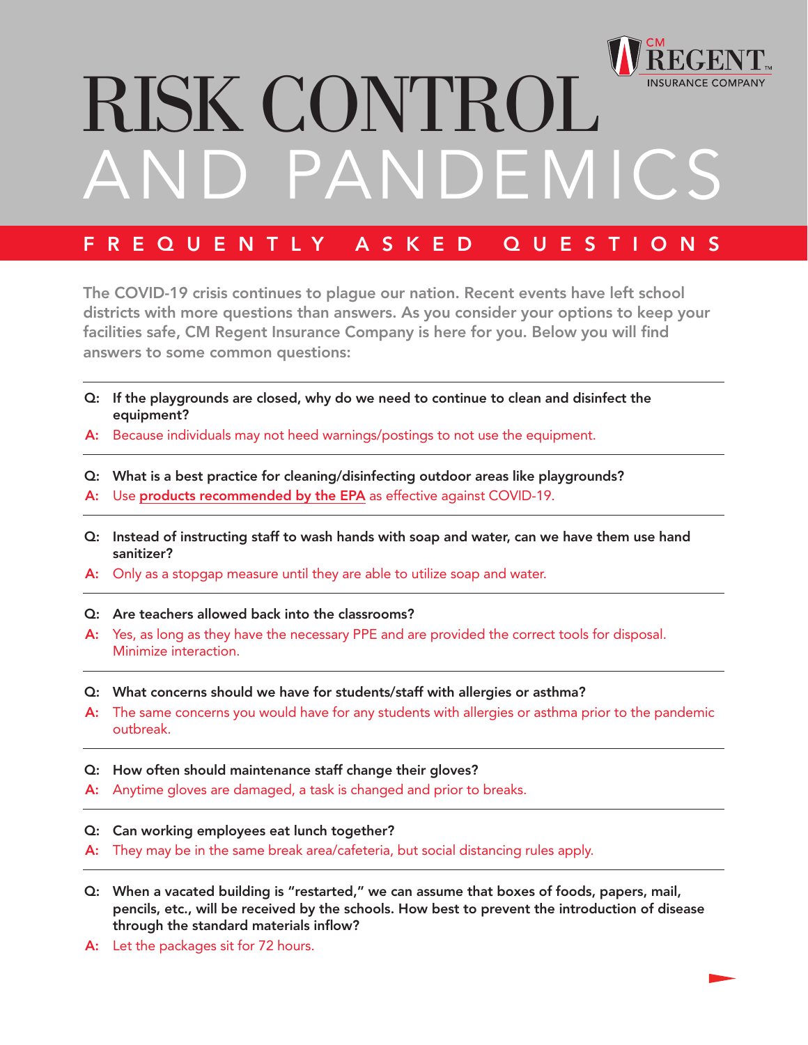CM REGENT INSURANCE COMPANY

# RISK CONTROL AND PANDEMICS

## FREQUENTLY ASKED QUESTIONS

The COVID-19 crisis continues to plague our nation. Recent events have left school districts with more questions than answers. As you consider your options to keep your facilities safe, CM Regent Insurance Company is here for you. Below you will find answers to some common questions:

---

**Q: If the playgrounds are closed, why do we need to continue to clean and disinfect the equipment?**

A: Because individuals may not heed warnings/postings to not use the equipment.

---

**Q: What is a best practice for cleaning/disinfecting outdoor areas like playgrounds?**

A: Use **products recommended by the EPA** as effective against COVID-19.

---

**Q: Instead of instructing staff to wash hands with soap and water, can we have them use hand sanitizer?**

A: Only as a stopgap measure until they are able to utilize soap and water.

---

**Q: Are teachers allowed back into the classrooms?**

A: Yes, as long as they have the necessary PPE and are provided the correct tools for disposal. Minimize interaction.

---

**Q: What concerns should we have for students/staff with allergies or asthma?**

A: The same concerns you would have for any students with allergies or asthma prior to the pandemic outbreak.

---

**Q: How often should maintenance staff change their gloves?**

A: Anytime gloves are damaged, a task is changed and prior to breaks.

---

**Q: Can working employees eat lunch together?**

A: They may be in the same break area/cafeteria, but social distancing rules apply.

---

**Q: When a vacated building is "restarted," we can assume that boxes of foods, papers, mail, pencils, etc., will be received by the schools. How best to prevent the introduction of disease through the standard materials inflow?**

A: Let the packages sit for 72 hours.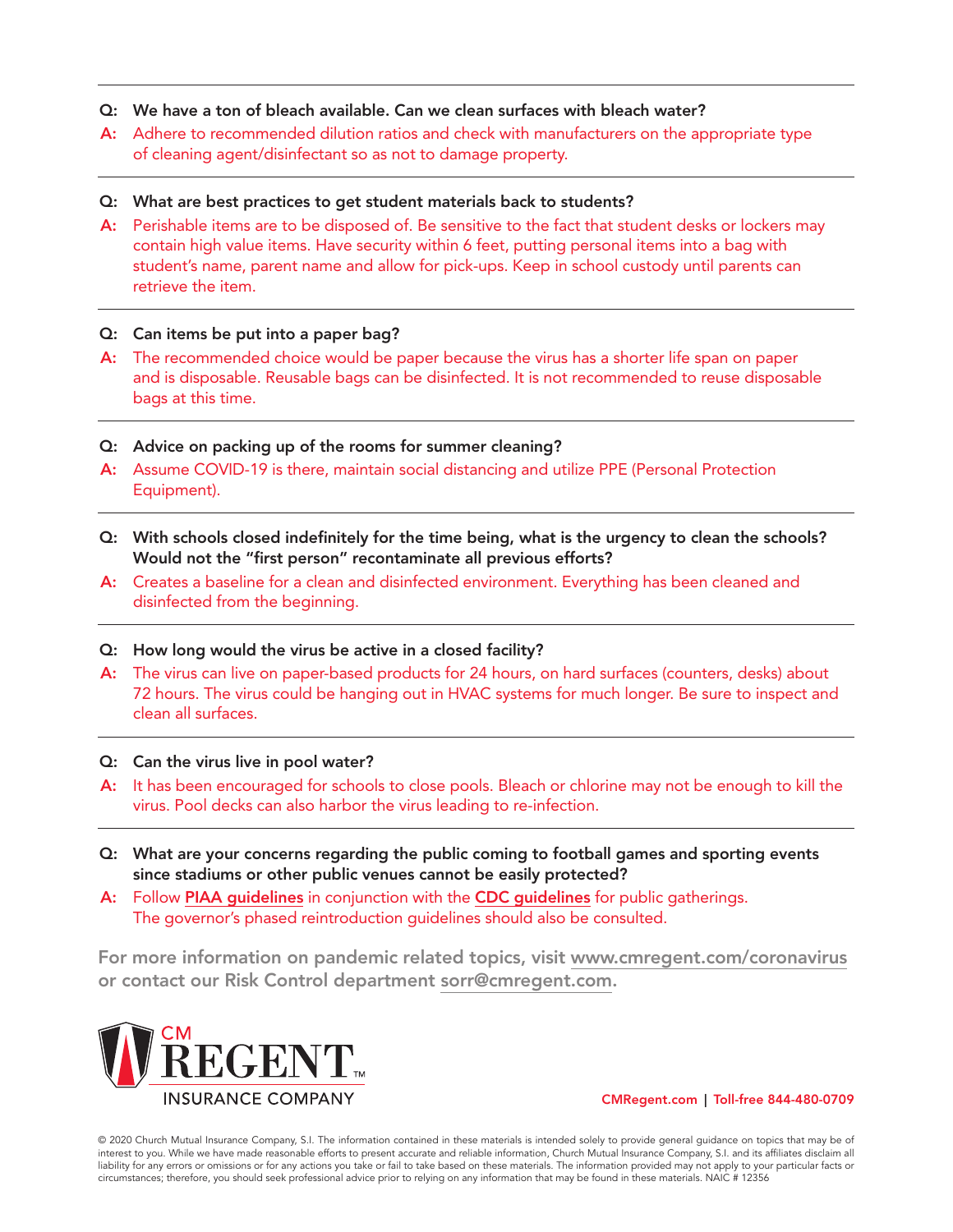**Q:** **We have a ton of bleach available. Can we clean surfaces with bleach water?**

**A:** Adhere to recommended dilution ratios and check with manufacturers on the appropriate type of cleaning agent/disinfectant so as not to damage property.

---

**Q:** **What are best practices to get student materials back to students?**

**A:** Perishable items are to be disposed of. Be sensitive to the fact that student desks or lockers may contain high value items. Have security within 6 feet, putting personal items into a bag with student's name, parent name and allow for pick-ups. Keep in school custody until parents can retrieve the item.

---

**Q:** **Can items be put into a paper bag?**

**A:** The recommended choice would be paper because the virus has a shorter life span on paper and is disposable. Reusable bags can be disinfected. It is not recommended to reuse disposable bags at this time.

---

**Q:** **Advice on packing up of the rooms for summer cleaning?**

**A:** Assume COVID-19 is there, maintain social distancing and utilize PPE (Personal Protection Equipment).

---

**Q:** **With schools closed indefinitely for the time being, what is the urgency to clean the schools? Would not the "first person" recontaminate all previous efforts?**

**A:** Creates a baseline for a clean and disinfected environment. Everything has been cleaned and disinfected from the beginning.

---

**Q:** **How long would the virus be active in a closed facility?**

**A:** The virus can live on paper-based products for 24 hours, on hard surfaces (counters, desks) about 72 hours. The virus could be hanging out in HVAC systems for much longer. Be sure to inspect and clean all surfaces.

---

**Q:** **Can the virus live in pool water?**

**A:** It has been encouraged for schools to close pools. Bleach or chlorine may not be enough to kill the virus. Pool decks can also harbor the virus leading to re-infection.

---

**Q:** **What are your concerns regarding the public coming to football games and sporting events since stadiums or other public venues cannot be easily protected?**

**A:** Follow **PIAA guidelines** in conjunction with the **CDC guidelines** for public gatherings. The governor's phased reintroduction guidelines should also be consulted.

**For more information on pandemic related topics, visit www.cmregent.com/coronavirus or contact our Risk Control department sorr@cmregent.com.**

CM REGENT™ INSURANCE COMPANY

CMRegent.com | Toll-free 844-480-0709

© 2020 Church Mutual Insurance Company, S.I. The information contained in these materials is intended solely to provide general guidance on topics that may be of interest to you. While we have made reasonable efforts to present accurate and reliable information, Church Mutual Insurance Company, S.I. and its affiliates disclaim all liability for any errors or omissions or for any actions you take or fail to take based on these materials. The information provided may not apply to your particular facts or circumstances; therefore, you should seek professional advice prior to relying on any information that may be found in these materials. NAIC # 12356